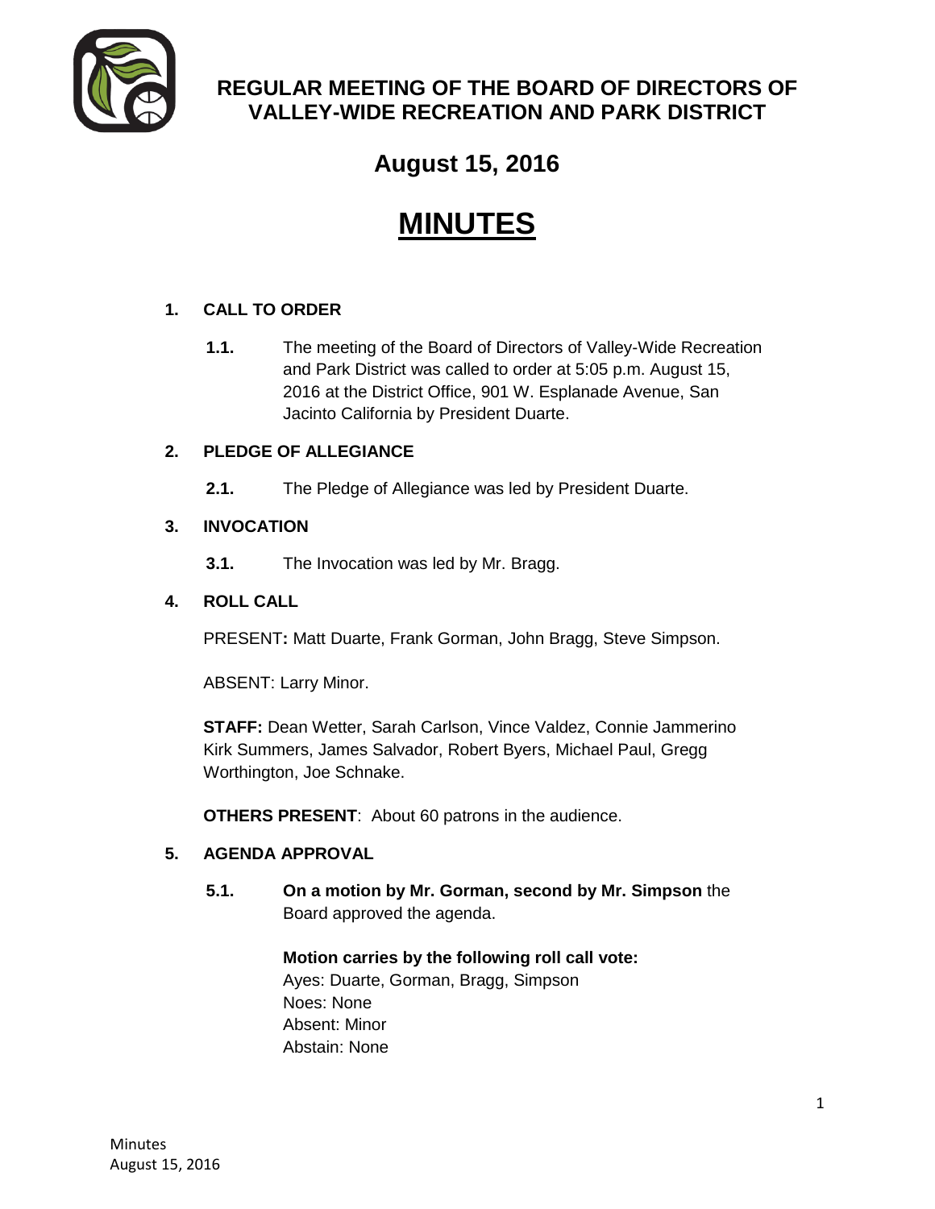# REGULAR MEETING OF THE BOARD OF DIRECTORS OF VALLEY-WIDE RECREATION AND PARK DISTRICT

## August 15, 2016

# MINUTES

**1. CALL TO ORDER**

**1.1.** The meeting of the Board of Directors of Valley-Wide Recreation and Park District was called to order at 5:05 p.m. August 15, 2016 at the District Office, 901 W. Esplanade Avenue, San Jacinto California by President Duarte.

**2. PLEDGE OF ALLEGIANCE**

**2.1.** The Pledge of Allegiance was led by President Duarte.

**3. INVOCATION**

**3.1.** The Invocation was led by Mr. Bragg.

**4. ROLL CALL**

PRESENT**:** Matt Duarte, Frank Gorman, John Bragg, Steve Simpson.

ABSENT: Larry Minor.

**STAFF:** Dean Wetter, Sarah Carlson, Vince Valdez, Connie Jammerino Kirk Summers, James Salvador, Robert Byers, Michael Paul, Gregg Worthington, Joe Schnake.

**OTHERS PRESENT**: About 60 patrons in the audience.

**5. AGENDA APPROVAL**

**5.1.** **On a motion by Mr. Gorman, second by Mr. Simpson** the Board approved the agenda.

**Motion carries by the following roll call vote:**
Ayes: Duarte, Gorman, Bragg, Simpson
Noes: None
Absent: Minor
Abstain: None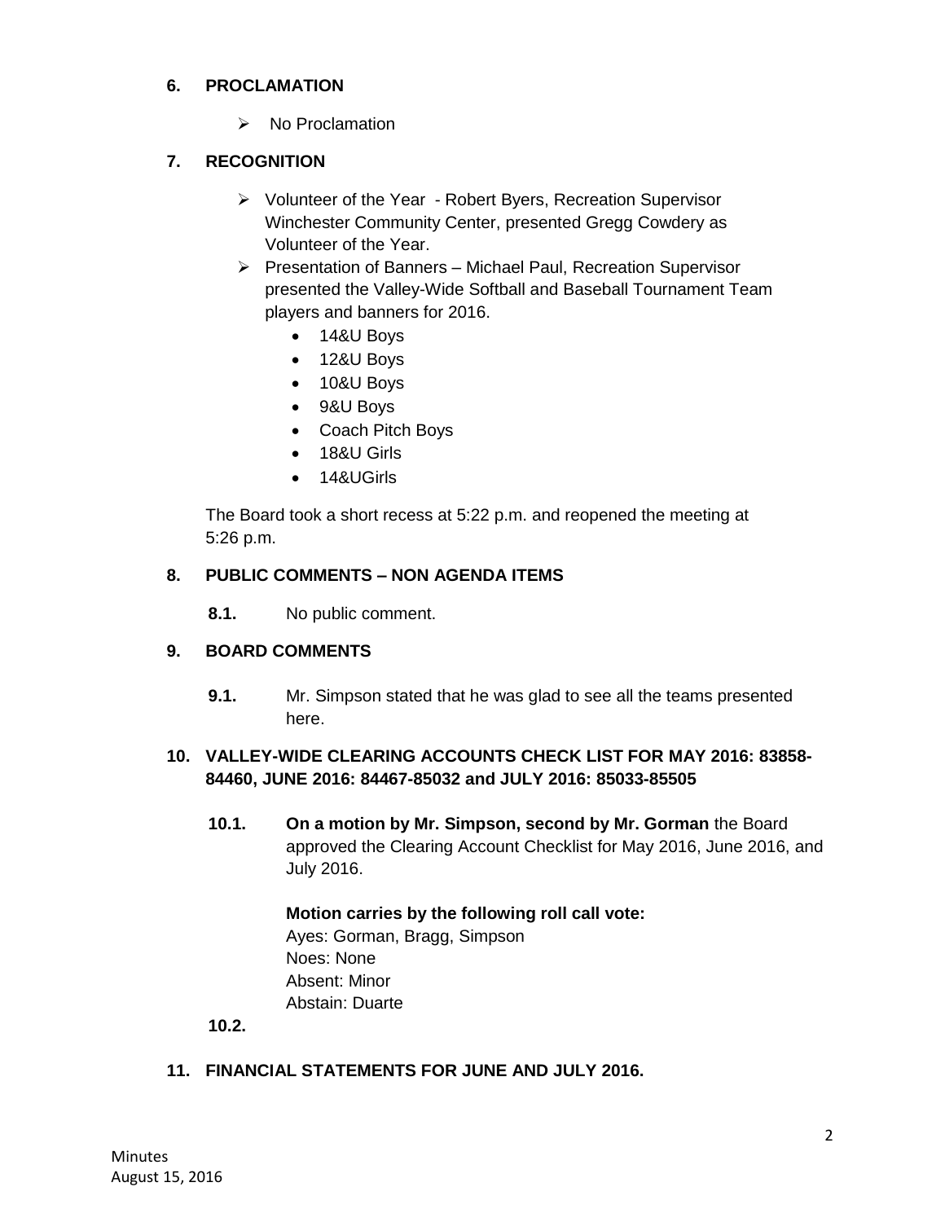## 6. PROCLAMATION

- No Proclamation

## 7. RECOGNITION

- Volunteer of the Year - Robert Byers, Recreation Supervisor Winchester Community Center, presented Gregg Cowdery as Volunteer of the Year.
- Presentation of Banners – Michael Paul, Recreation Supervisor presented the Valley-Wide Softball and Baseball Tournament Team players and banners for 2016.
  - 14&U Boys
  - 12&U Boys
  - 10&U Boys
  - 9&U Boys
  - Coach Pitch Boys
  - 18&U Girls
  - 14&UGirls

The Board took a short recess at 5:22 p.m. and reopened the meeting at 5:26 p.m.

## 8. PUBLIC COMMENTS – NON AGENDA ITEMS

**8.1.** No public comment.

## 9. BOARD COMMENTS

**9.1.** Mr. Simpson stated that he was glad to see all the teams presented here.

## 10. VALLEY-WIDE CLEARING ACCOUNTS CHECK LIST FOR MAY 2016: 83858-84460, JUNE 2016: 84467-85032 and JULY 2016: 85033-85505

**10.1.** **On a motion by Mr. Simpson, second by Mr. Gorman** the Board approved the Clearing Account Checklist for May 2016, June 2016, and July 2016.

**Motion carries by the following roll call vote:**
Ayes: Gorman, Bragg, Simpson
Noes: None
Absent: Minor
Abstain: Duarte

**10.2.**

## 11. FINANCIAL STATEMENTS FOR JUNE AND JULY 2016.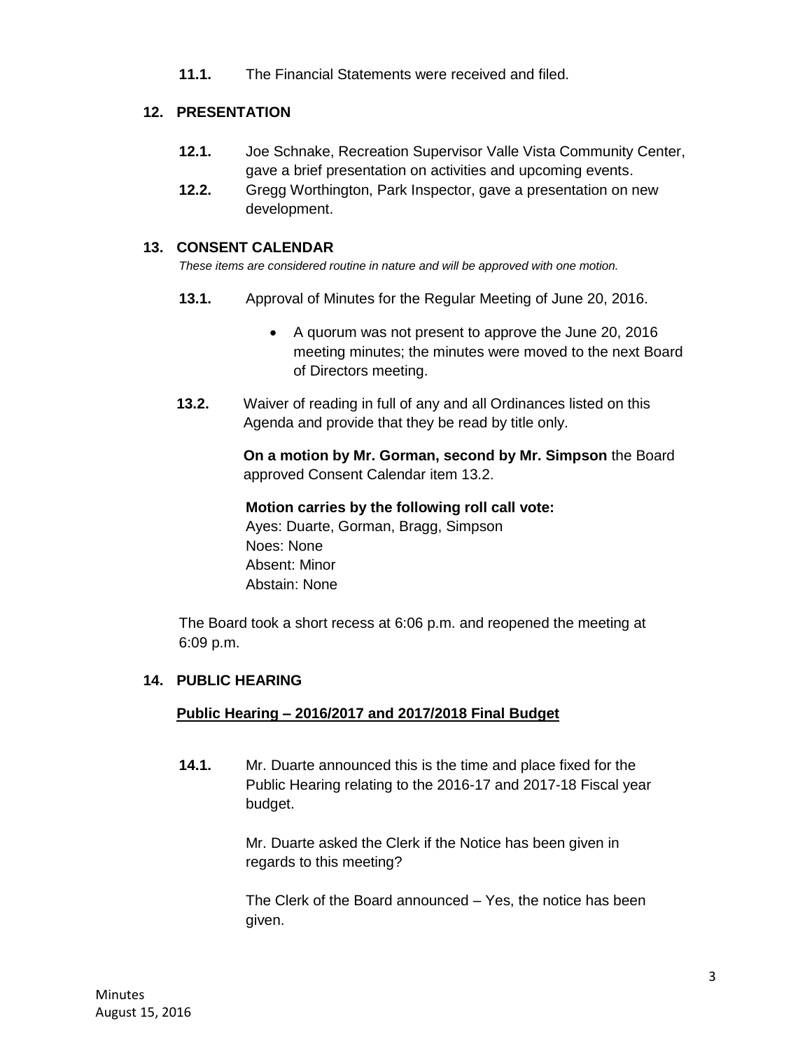**11.1.** The Financial Statements were received and filed.

## 12. PRESENTATION

**12.1.** Joe Schnake, Recreation Supervisor Valle Vista Community Center, gave a brief presentation on activities and upcoming events.

**12.2.** Gregg Worthington, Park Inspector, gave a presentation on new development.

## 13. CONSENT CALENDAR

*These items are considered routine in nature and will be approved with one motion.*

**13.1.** Approval of Minutes for the Regular Meeting of June 20, 2016.

- A quorum was not present to approve the June 20, 2016 meeting minutes; the minutes were moved to the next Board of Directors meeting.

**13.2.** Waiver of reading in full of any and all Ordinances listed on this Agenda and provide that they be read by title only.

**On a motion by Mr. Gorman, second by Mr. Simpson** the Board approved Consent Calendar item 13.2.

**Motion carries by the following roll call vote:**
Ayes: Duarte, Gorman, Bragg, Simpson
Noes: None
Absent: Minor
Abstain: None

The Board took a short recess at 6:06 p.m. and reopened the meeting at 6:09 p.m.

## 14. PUBLIC HEARING

**Public Hearing – 2016/2017 and 2017/2018 Final Budget**

**14.1.** Mr. Duarte announced this is the time and place fixed for the Public Hearing relating to the 2016-17 and 2017-18 Fiscal year budget.

Mr. Duarte asked the Clerk if the Notice has been given in regards to this meeting?

The Clerk of the Board announced – Yes, the notice has been given.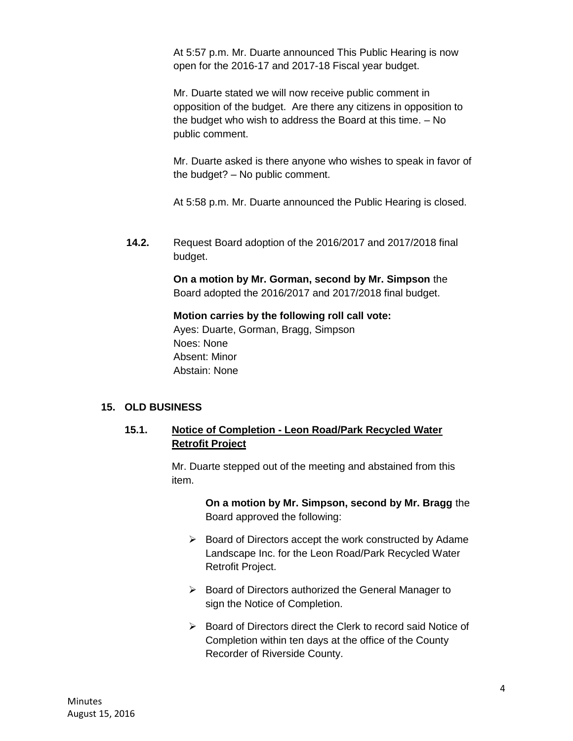At 5:57 p.m. Mr. Duarte announced This Public Hearing is now open for the 2016-17 and 2017-18 Fiscal year budget.

Mr. Duarte stated we will now receive public comment in opposition of the budget. Are there any citizens in opposition to the budget who wish to address the Board at this time. – No public comment.

Mr. Duarte asked is there anyone who wishes to speak in favor of the budget? – No public comment.

At 5:58 p.m. Mr. Duarte announced the Public Hearing is closed.

**14.2.** Request Board adoption of the 2016/2017 and 2017/2018 final budget.

**On a motion by Mr. Gorman, second by Mr. Simpson** the Board adopted the 2016/2017 and 2017/2018 final budget.

**Motion carries by the following roll call vote:**
Ayes: Duarte, Gorman, Bragg, Simpson
Noes: None
Absent: Minor
Abstain: None

## 15. OLD BUSINESS

### 15.1. Notice of Completion - Leon Road/Park Recycled Water Retrofit Project

Mr. Duarte stepped out of the meeting and abstained from this item.

**On a motion by Mr. Simpson, second by Mr. Bragg** the Board approved the following:

- Board of Directors accept the work constructed by Adame Landscape Inc. for the Leon Road/Park Recycled Water Retrofit Project.
- Board of Directors authorized the General Manager to sign the Notice of Completion.
- Board of Directors direct the Clerk to record said Notice of Completion within ten days at the office of the County Recorder of Riverside County.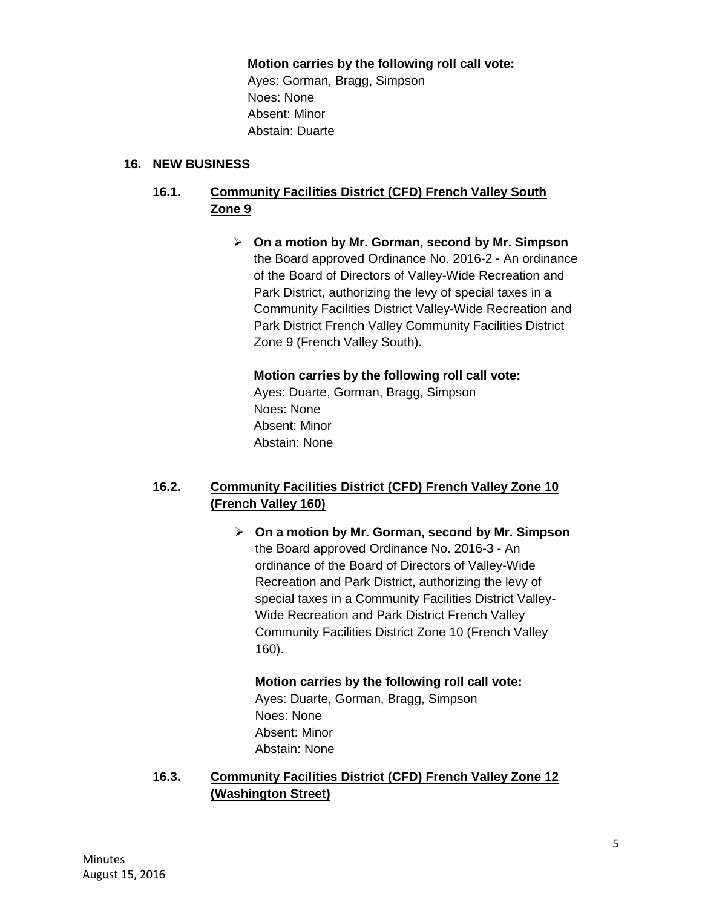**Motion carries by the following roll call vote:**
Ayes: Gorman, Bragg, Simpson
Noes: None
Absent: Minor
Abstain: Duarte

## 16. NEW BUSINESS

### 16.1. Community Facilities District (CFD) French Valley South Zone 9

- **On a motion by Mr. Gorman, second by Mr. Simpson** the Board approved Ordinance No. 2016-2 **-** An ordinance of the Board of Directors of Valley-Wide Recreation and Park District, authorizing the levy of special taxes in a Community Facilities District Valley-Wide Recreation and Park District French Valley Community Facilities District Zone 9 (French Valley South).

  **Motion carries by the following roll call vote:**
  Ayes: Duarte, Gorman, Bragg, Simpson
  Noes: None
  Absent: Minor
  Abstain: None

### 16.2. Community Facilities District (CFD) French Valley Zone 10 (French Valley 160)

- **On a motion by Mr. Gorman, second by Mr. Simpson** the Board approved Ordinance No. 2016-3 - An ordinance of the Board of Directors of Valley-Wide Recreation and Park District, authorizing the levy of special taxes in a Community Facilities District Valley-Wide Recreation and Park District French Valley Community Facilities District Zone 10 (French Valley 160).

  **Motion carries by the following roll call vote:**
  Ayes: Duarte, Gorman, Bragg, Simpson
  Noes: None
  Absent: Minor
  Abstain: None

### 16.3. Community Facilities District (CFD) French Valley Zone 12 (Washington Street)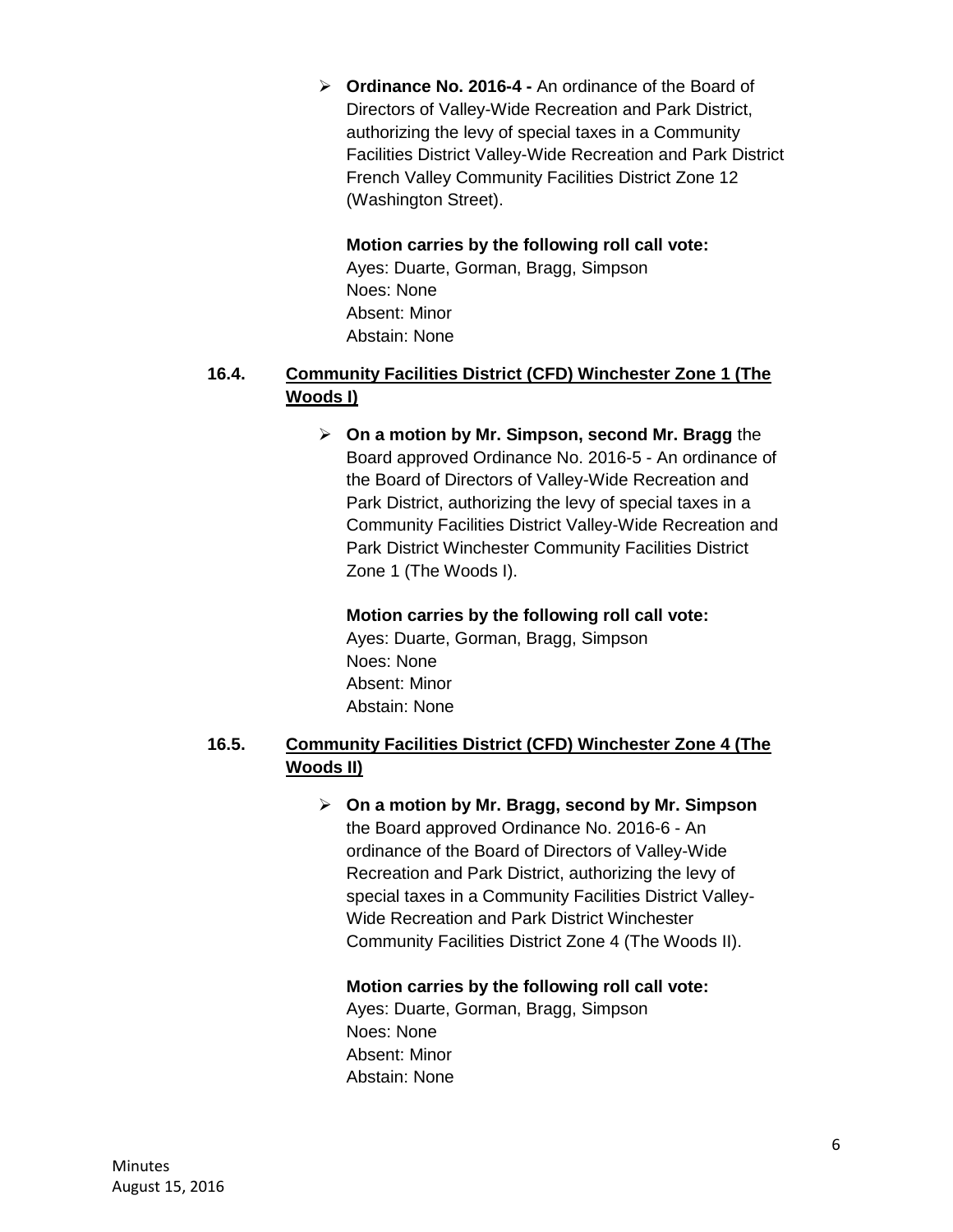- **Ordinance No. 2016-4 -** An ordinance of the Board of Directors of Valley-Wide Recreation and Park District, authorizing the levy of special taxes in a Community Facilities District Valley-Wide Recreation and Park District French Valley Community Facilities District Zone 12 (Washington Street).

  **Motion carries by the following roll call vote:**
  Ayes: Duarte, Gorman, Bragg, Simpson
  Noes: None
  Absent: Minor
  Abstain: None

### 16.4. Community Facilities District (CFD) Winchester Zone 1 (The Woods I)

- **On a motion by Mr. Simpson, second Mr. Bragg** the Board approved Ordinance No. 2016-5 - An ordinance of the Board of Directors of Valley-Wide Recreation and Park District, authorizing the levy of special taxes in a Community Facilities District Valley-Wide Recreation and Park District Winchester Community Facilities District Zone 1 (The Woods I).

  **Motion carries by the following roll call vote:**
  Ayes: Duarte, Gorman, Bragg, Simpson
  Noes: None
  Absent: Minor
  Abstain: None

### 16.5. Community Facilities District (CFD) Winchester Zone 4 (The Woods II)

- **On a motion by Mr. Bragg, second by Mr. Simpson** the Board approved Ordinance No. 2016-6 - An ordinance of the Board of Directors of Valley-Wide Recreation and Park District, authorizing the levy of special taxes in a Community Facilities District Valley-Wide Recreation and Park District Winchester Community Facilities District Zone 4 (The Woods II).

  **Motion carries by the following roll call vote:**
  Ayes: Duarte, Gorman, Bragg, Simpson
  Noes: None
  Absent: Minor
  Abstain: None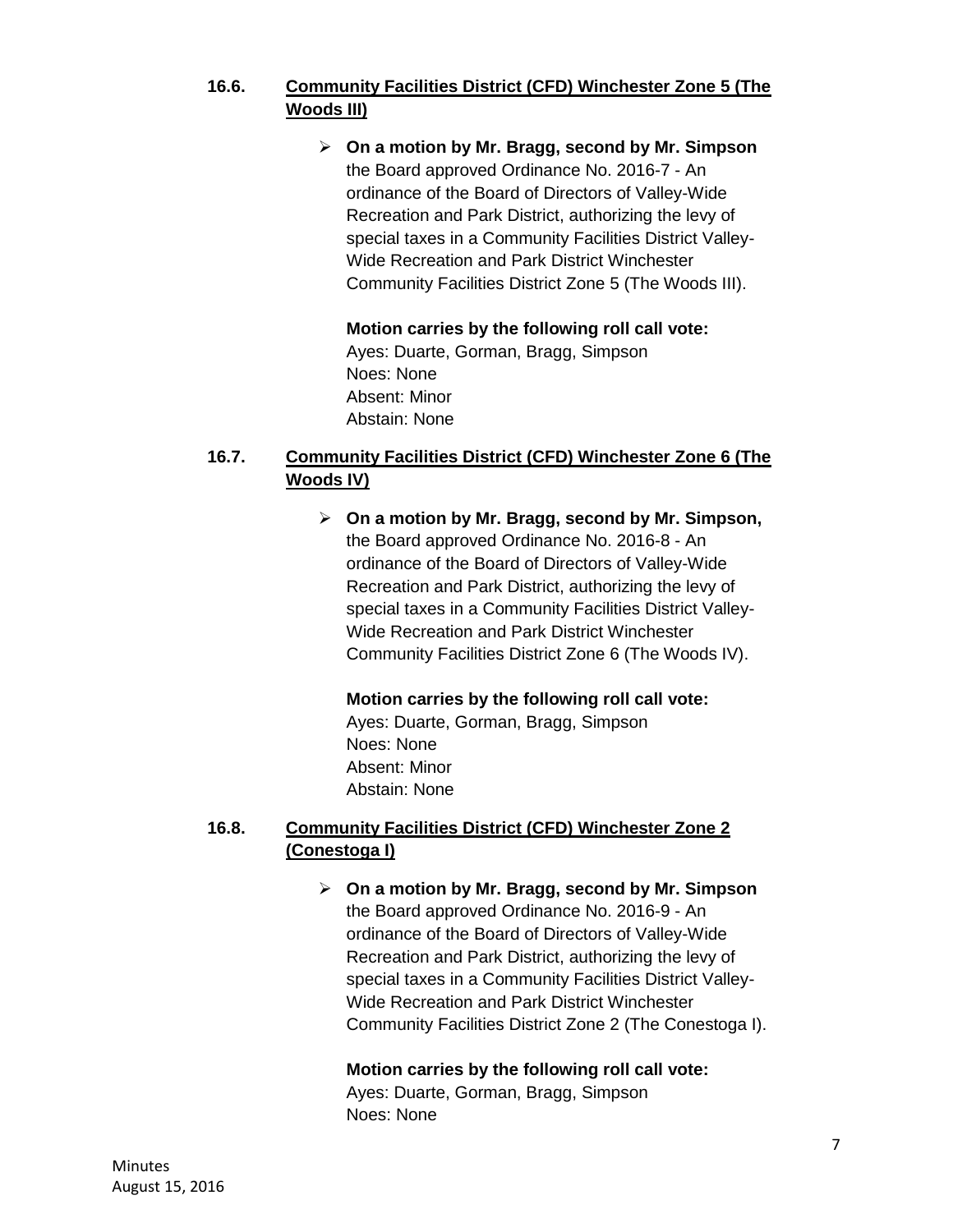### 16.6. Community Facilities District (CFD) Winchester Zone 5 (The Woods III)

- **On a motion by Mr. Bragg, second by Mr. Simpson** the Board approved Ordinance No. 2016-7 - An ordinance of the Board of Directors of Valley-Wide Recreation and Park District, authorizing the levy of special taxes in a Community Facilities District Valley-Wide Recreation and Park District Winchester Community Facilities District Zone 5 (The Woods III).

  **Motion carries by the following roll call vote:**
  Ayes: Duarte, Gorman, Bragg, Simpson
  Noes: None
  Absent: Minor
  Abstain: None

### 16.7. Community Facilities District (CFD) Winchester Zone 6 (The Woods IV)

- **On a motion by Mr. Bragg, second by Mr. Simpson,** the Board approved Ordinance No. 2016-8 - An ordinance of the Board of Directors of Valley-Wide Recreation and Park District, authorizing the levy of special taxes in a Community Facilities District Valley-Wide Recreation and Park District Winchester Community Facilities District Zone 6 (The Woods IV).

  **Motion carries by the following roll call vote:**
  Ayes: Duarte, Gorman, Bragg, Simpson
  Noes: None
  Absent: Minor
  Abstain: None

### 16.8. Community Facilities District (CFD) Winchester Zone 2 (Conestoga I)

- **On a motion by Mr. Bragg, second by Mr. Simpson** the Board approved Ordinance No. 2016-9 - An ordinance of the Board of Directors of Valley-Wide Recreation and Park District, authorizing the levy of special taxes in a Community Facilities District Valley-Wide Recreation and Park District Winchester Community Facilities District Zone 2 (The Conestoga I).

  **Motion carries by the following roll call vote:**
  Ayes: Duarte, Gorman, Bragg, Simpson
  Noes: None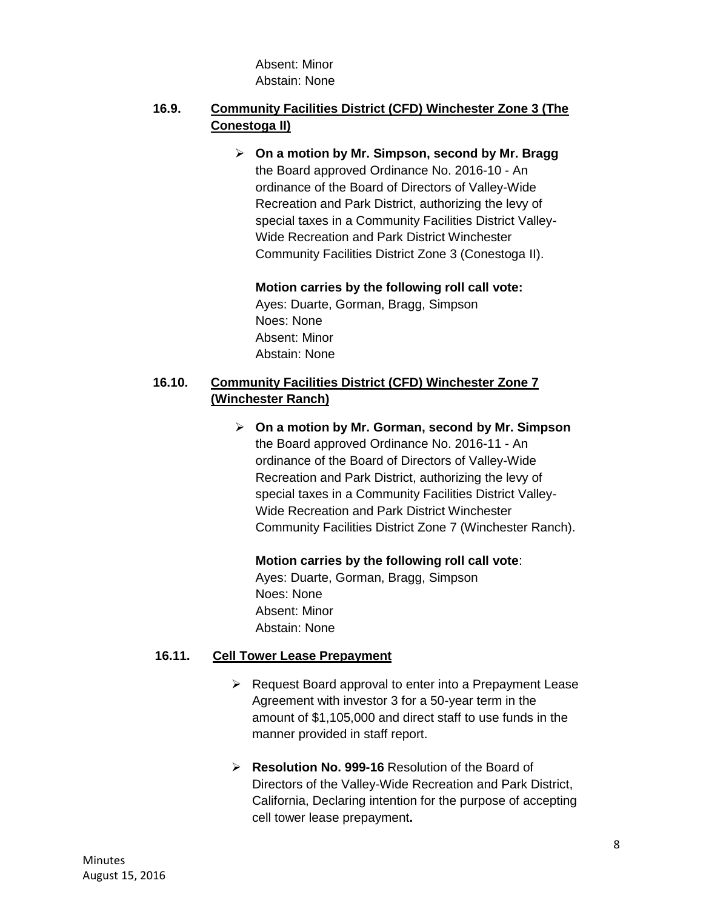Absent: Minor
Abstain: None

### 16.9. Community Facilities District (CFD) Winchester Zone 3 (The Conestoga II)

- **On a motion by Mr. Simpson, second by Mr. Bragg** the Board approved Ordinance No. 2016-10 - An ordinance of the Board of Directors of Valley-Wide Recreation and Park District, authorizing the levy of special taxes in a Community Facilities District Valley-Wide Recreation and Park District Winchester Community Facilities District Zone 3 (Conestoga II).

  **Motion carries by the following roll call vote:**
  Ayes: Duarte, Gorman, Bragg, Simpson
  Noes: None
  Absent: Minor
  Abstain: None

### 16.10. Community Facilities District (CFD) Winchester Zone 7 (Winchester Ranch)

- **On a motion by Mr. Gorman, second by Mr. Simpson** the Board approved Ordinance No. 2016-11 - An ordinance of the Board of Directors of Valley-Wide Recreation and Park District, authorizing the levy of special taxes in a Community Facilities District Valley-Wide Recreation and Park District Winchester Community Facilities District Zone 7 (Winchester Ranch).

  **Motion carries by the following roll call vote**:
  Ayes: Duarte, Gorman, Bragg, Simpson
  Noes: None
  Absent: Minor
  Abstain: None

### 16.11. Cell Tower Lease Prepayment

- Request Board approval to enter into a Prepayment Lease Agreement with investor 3 for a 50-year term in the amount of $1,105,000 and direct staff to use funds in the manner provided in staff report.

- **Resolution No. 999-16** Resolution of the Board of Directors of the Valley-Wide Recreation and Park District, California, Declaring intention for the purpose of accepting cell tower lease prepayment**.**

Minutes
August 15, 2016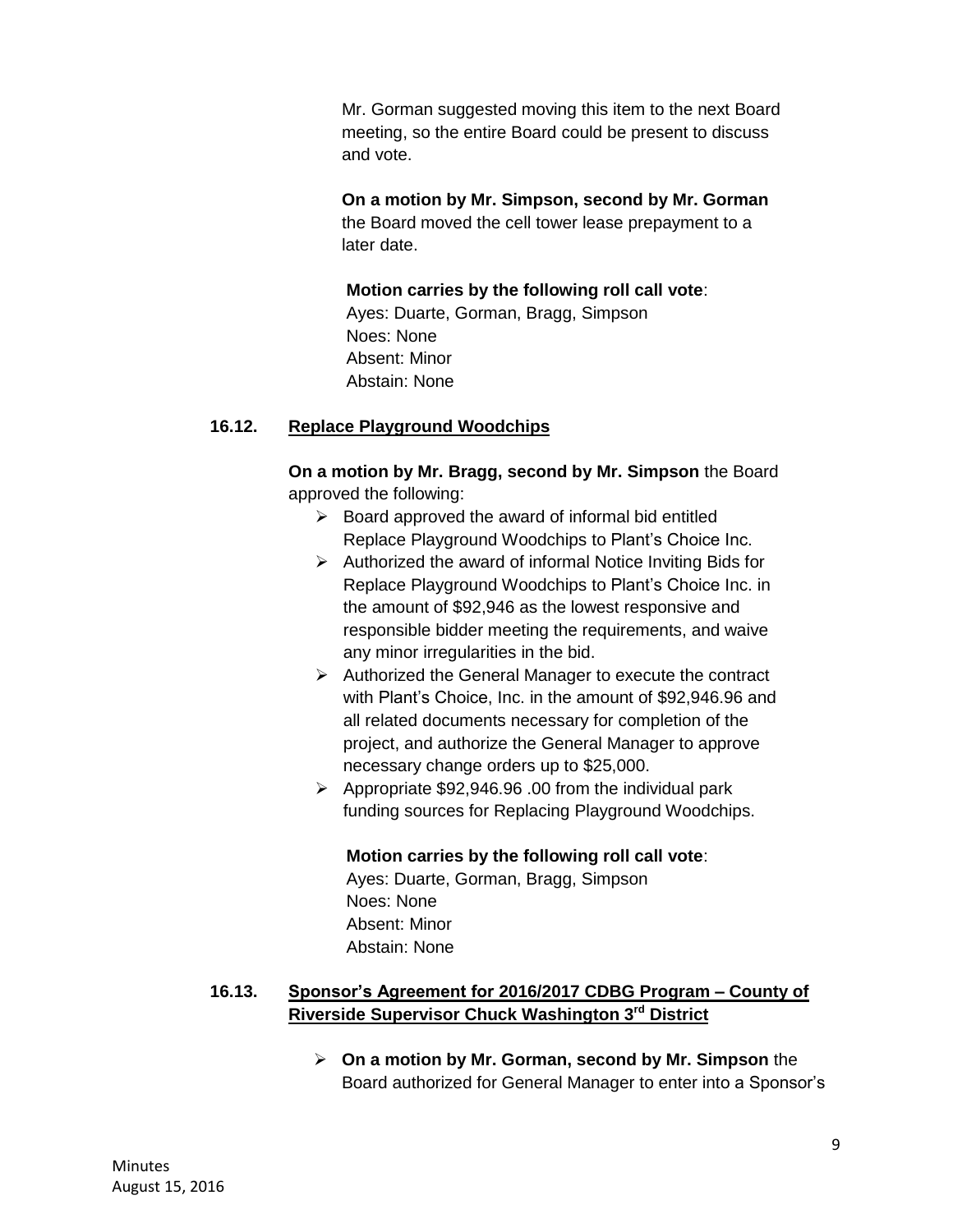Mr. Gorman suggested moving this item to the next Board meeting, so the entire Board could be present to discuss and vote.

**On a motion by Mr. Simpson, second by Mr. Gorman** the Board moved the cell tower lease prepayment to a later date.

**Motion carries by the following roll call vote**:
Ayes: Duarte, Gorman, Bragg, Simpson
Noes: None
Absent: Minor
Abstain: None

### 16.12. Replace Playground Woodchips

**On a motion by Mr. Bragg, second by Mr. Simpson** the Board approved the following:

- Board approved the award of informal bid entitled Replace Playground Woodchips to Plant's Choice Inc.
- Authorized the award of informal Notice Inviting Bids for Replace Playground Woodchips to Plant's Choice Inc. in the amount of $92,946 as the lowest responsive and responsible bidder meeting the requirements, and waive any minor irregularities in the bid.
- Authorized the General Manager to execute the contract with Plant's Choice, Inc. in the amount of $92,946.96 and all related documents necessary for completion of the project, and authorize the General Manager to approve necessary change orders up to $25,000.
- Appropriate $92,946.96 .00 from the individual park funding sources for Replacing Playground Woodchips.

**Motion carries by the following roll call vote**:
Ayes: Duarte, Gorman, Bragg, Simpson
Noes: None
Absent: Minor
Abstain: None

### 16.13. Sponsor's Agreement for 2016/2017 CDBG Program – County of Riverside Supervisor Chuck Washington 3rd District

- **On a motion by Mr. Gorman, second by Mr. Simpson** the Board authorized for General Manager to enter into a Sponsor's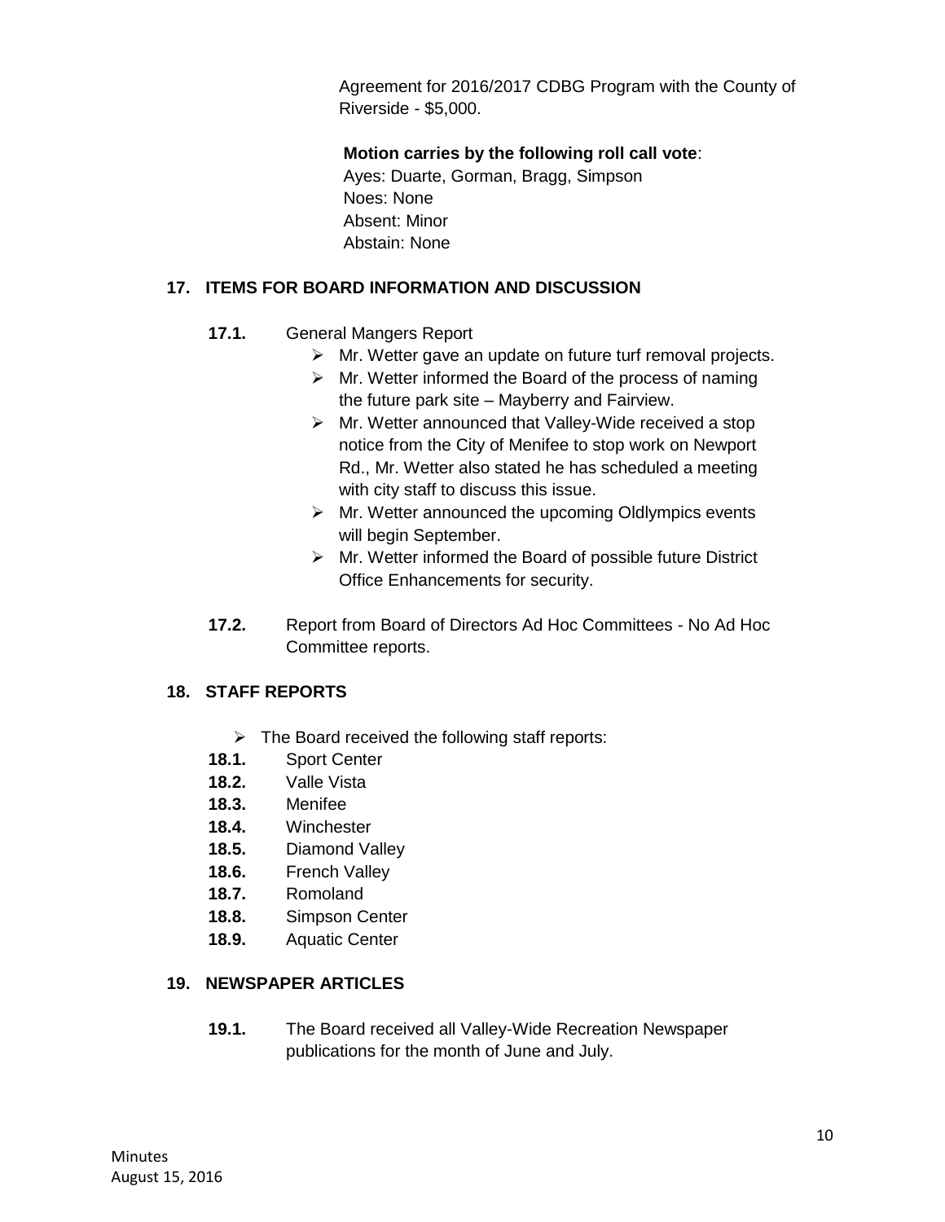Agreement for 2016/2017 CDBG Program with the County of Riverside - $5,000.

**Motion carries by the following roll call vote**:
Ayes: Duarte, Gorman, Bragg, Simpson
Noes: None
Absent: Minor
Abstain: None

## 17. ITEMS FOR BOARD INFORMATION AND DISCUSSION

**17.1.** General Mangers Report

- Mr. Wetter gave an update on future turf removal projects.
- Mr. Wetter informed the Board of the process of naming the future park site – Mayberry and Fairview.
- Mr. Wetter announced that Valley-Wide received a stop notice from the City of Menifee to stop work on Newport Rd., Mr. Wetter also stated he has scheduled a meeting with city staff to discuss this issue.
- Mr. Wetter announced the upcoming Oldlympics events will begin September.
- Mr. Wetter informed the Board of possible future District Office Enhancements for security.

**17.2.** Report from Board of Directors Ad Hoc Committees - No Ad Hoc Committee reports.

## 18. STAFF REPORTS

- The Board received the following staff reports:

**18.1.** Sport Center
**18.2.** Valle Vista
**18.3.** Menifee
**18.4.** Winchester
**18.5.** Diamond Valley
**18.6.** French Valley
**18.7.** Romoland
**18.8.** Simpson Center
**18.9.** Aquatic Center

## 19. NEWSPAPER ARTICLES

**19.1.** The Board received all Valley-Wide Recreation Newspaper publications for the month of June and July.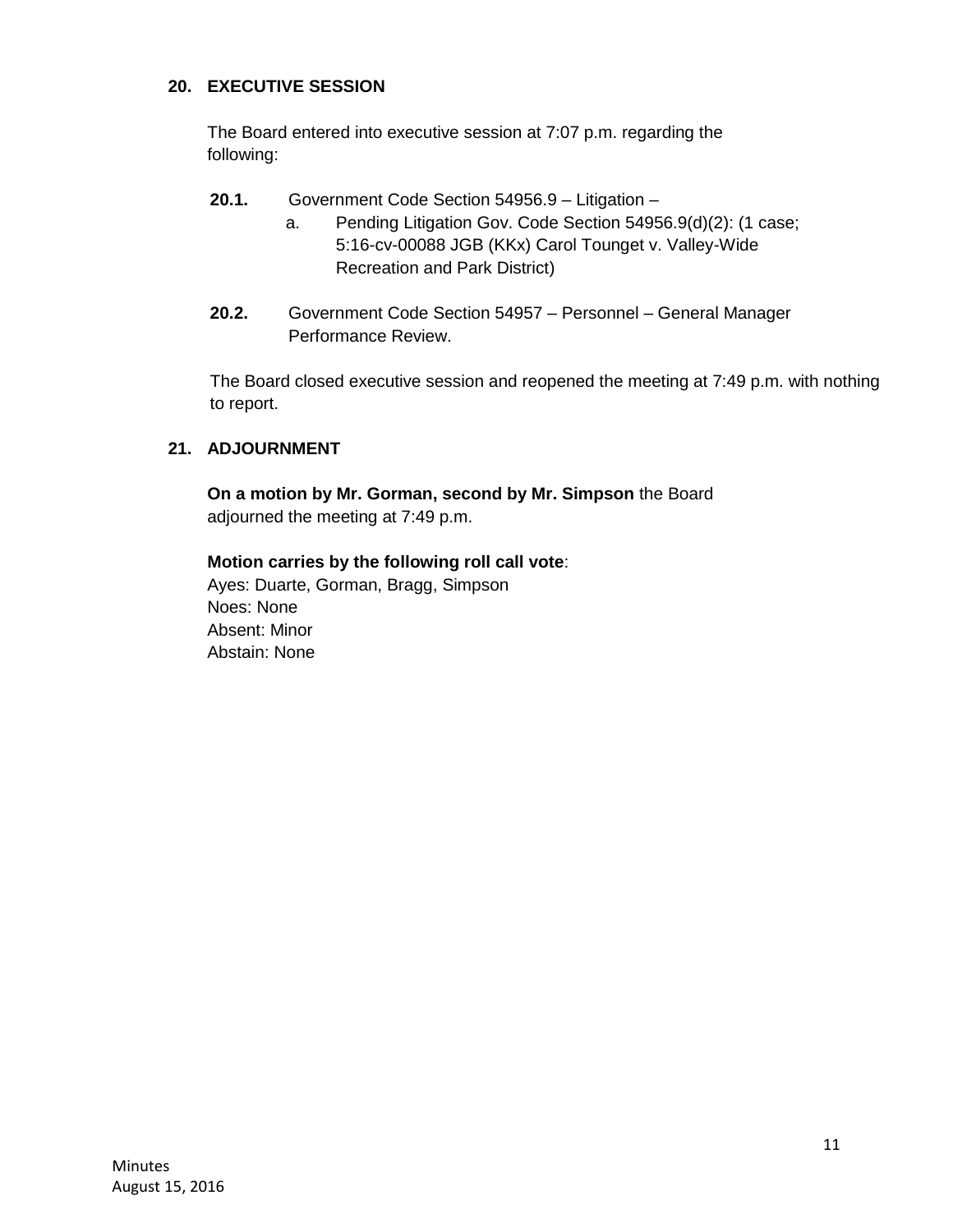## 20. EXECUTIVE SESSION

The Board entered into executive session at 7:07 p.m. regarding the following:

**20.1.** Government Code Section 54956.9 – Litigation –

a. Pending Litigation Gov. Code Section 54956.9(d)(2): (1 case; 5:16-cv-00088 JGB (KKx) Carol Tounget v. Valley-Wide Recreation and Park District)

**20.2.** Government Code Section 54957 – Personnel – General Manager Performance Review.

The Board closed executive session and reopened the meeting at 7:49 p.m. with nothing to report.

## 21. ADJOURNMENT

**On a motion by Mr. Gorman, second by Mr. Simpson** the Board adjourned the meeting at 7:49 p.m.

**Motion carries by the following roll call vote**:
Ayes: Duarte, Gorman, Bragg, Simpson
Noes: None
Absent: Minor
Abstain: None